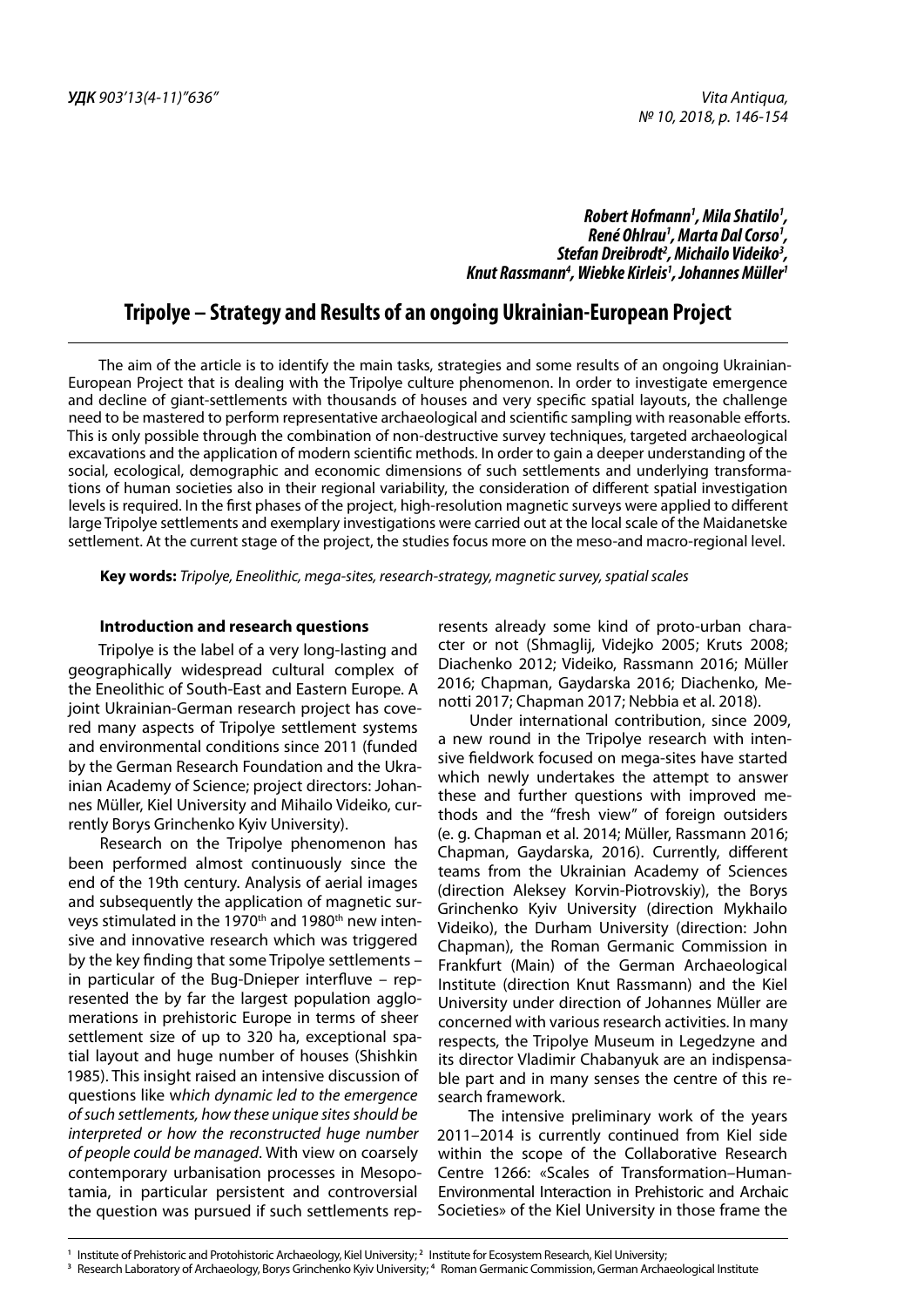**УДК** *903'13(4-11)"636"*

*Vita Antiqua, № 10, 2018, p. 146-154*

***Robert Hofmann[1], Mila Shatilo[1], René Ohlrau[1], Marta Dal Corso[1], Stefan Dreibrodt[2], Michailo Videiko[3], Knut Rassmann[4], Wiebke Kirleis[1], Johannes Müller[1]***

# Tripolye – Strategy and Results of an ongoing Ukrainian-European Project

The aim of the article is to identify the main tasks, strategies and some results of an ongoing Ukrainian-European Project that is dealing with the Tripolye culture phenomenon. In order to investigate emergence and decline of giant-settlements with thousands of houses and very specific spatial layouts, the challenge need to be mastered to perform representative archaeological and scientific sampling with reasonable efforts. This is only possible through the combination of non-destructive survey techniques, targeted archaeological excavations and the application of modern scientific methods. In order to gain a deeper understanding of the social, ecological, demographic and economic dimensions of such settlements and underlying transformations of human societies also in their regional variability, the consideration of different spatial investigation levels is required. In the first phases of the project, high-resolution magnetic surveys were applied to different large Tripolye settlements and exemplary investigations were carried out at the local scale of the Maidanetske settlement. At the current stage of the project, the studies focus more on the meso-and macro-regional level.

**Key words:** *Tripolye, Eneolithic, mega-sites, research-strategy, magnetic survey, spatial scales*

## Introduction and research questions

Tripolye is the label of a very long-lasting and geographically widespread cultural complex of the Eneolithic of South-East and Eastern Europe. A joint Ukrainian-German research project has covered many aspects of Tripolye settlement systems and environmental conditions since 2011 (funded by the German Research Foundation and the Ukrainian Academy of Science; project directors: Johannes Müller, Kiel University and Mihailo Videiko, currently Borys Grinchenko Kyiv University).

Research on the Tripolye phenomenon has been performed almost continuously since the end of the 19th century. Analysis of aerial images and subsequently the application of magnetic surveys stimulated in the 1970$^{th}$ and 1980$^{th}$ new intensive and innovative research which was triggered by the key finding that some Tripolye settlements – in particular of the Bug-Dnieper interfluve – represented the by far the largest population agglomerations in prehistoric Europe in terms of sheer settlement size of up to 320 ha, exceptional spatial layout and huge number of houses (Shishkin 1985). This insight raised an intensive discussion of questions like w*hich dynamic led to the emergence of such settlements, how these unique sites should be interpreted or how the reconstructed huge number of people could be managed*. With view on coarsely contemporary urbanisation processes in Mesopotamia, in particular persistent and controversial the question was pursued if such settlements represents already some kind of proto-urban character or not (Shmaglij, Videjko 2005; Kruts 2008; Diachenko 2012; Videiko, Rassmann 2016; Müller 2016; Chapman, Gaydarska 2016; Diachenko, Menotti 2017; Chapman 2017; Nebbia et al. 2018).

Under international contribution, since 2009, a new round in the Tripolye research with intensive fieldwork focused on mega-sites have started which newly undertakes the attempt to answer these and further questions with improved methods and the "fresh view" of foreign outsiders (e. g. Chapman et al. 2014; Müller, Rassmann 2016; Chapman, Gaydarska, 2016). Currently, different teams from the Ukrainian Academy of Sciences (direction Aleksey Korvin-Piotrovskiy), the Borys Grinchenko Kyiv University (direction Mykhailo Videiko), the Durham University (direction: John Chapman), the Roman Germanic Commission in Frankfurt (Main) of the German Archaeological Institute (direction Knut Rassmann) and the Kiel University under direction of Johannes Müller are concerned with various research activities. In many respects, the Tripolye Museum in Legedzyne and its director Vladimir Chabanyuk are an indispensable part and in many senses the centre of this research framework.

The intensive preliminary work of the years 2011–2014 is currently continued from Kiel side within the scope of the Collaborative Research Centre 1266: «Scales of Transformation–Human-Environmental Interaction in Prehistoric and Archaic Societies» of the Kiel University in those frame the

[1] Institute of Prehistoric and Protohistoric Archaeology, Kiel University; [2] Institute for Ecosystem Research, Kiel University;
[3] Research Laboratory of Archaeology, Borys Grinchenko Kyiv University; [4] Roman Germanic Commission, German Archaeological Institute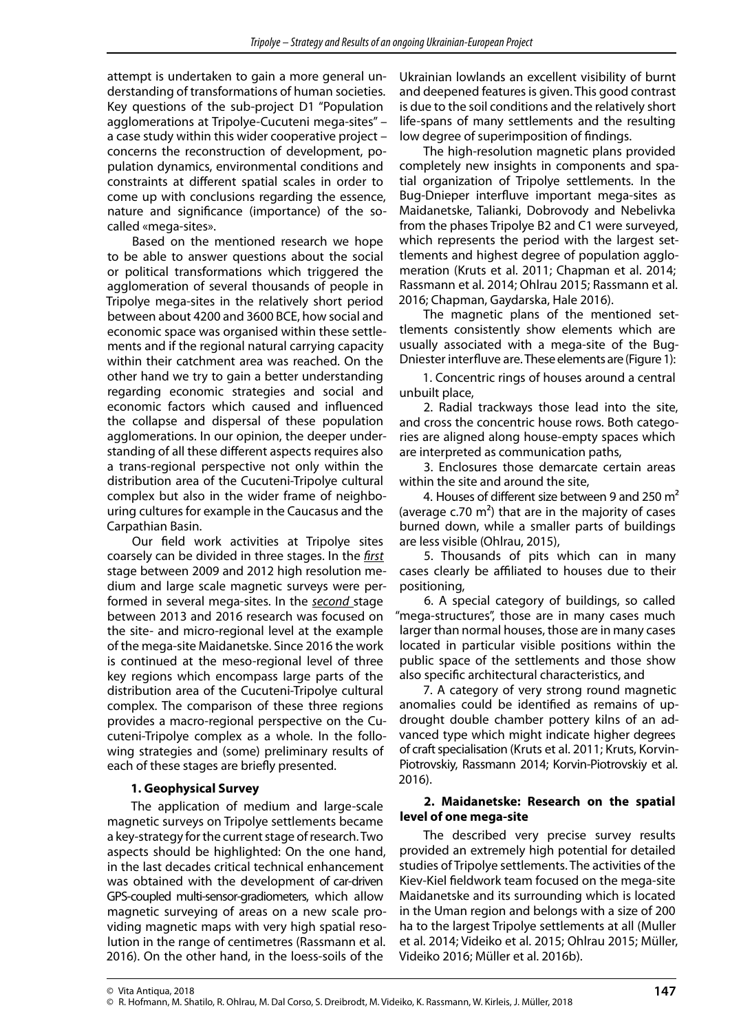attempt is undertaken to gain a more general understanding of transformations of human societies. Key questions of the sub-project D1 "Population agglomerations at Tripolye-Cucuteni mega-sites" – a case study within this wider cooperative project – concerns the reconstruction of development, population dynamics, environmental conditions and constraints at different spatial scales in order to come up with conclusions regarding the essence, nature and significance (importance) of the so-called «mega-sites».

Based on the mentioned research we hope to be able to answer questions about the social or political transformations which triggered the agglomeration of several thousands of people in Tripolye mega-sites in the relatively short period between about 4200 and 3600 BCE, how social and economic space was organised within these settlements and if the regional natural carrying capacity within their catchment area was reached. On the other hand we try to gain a better understanding regarding economic strategies and social and economic factors which caused and influenced the collapse and dispersal of these population agglomerations. In our opinion, the deeper understanding of all these different aspects requires also a trans-regional perspective not only within the distribution area of the Cucuteni-Tripolye cultural complex but also in the wider frame of neighbouring cultures for example in the Caucasus and the Carpathian Basin.

Our field work activities at Tripolye sites coarsely can be divided in three stages. In the *first* stage between 2009 and 2012 high resolution medium and large scale magnetic surveys were performed in several mega-sites. In the *second* stage between 2013 and 2016 research was focused on the site- and micro-regional level at the example of the mega-site Maidanetske. Since 2016 the work is continued at the meso-regional level of three key regions which encompass large parts of the distribution area of the Cucuteni-Tripolye cultural complex. The comparison of these three regions provides a macro-regional perspective on the Cucuteni-Tripolye complex as a whole. In the following strategies and (some) preliminary results of each of these stages are briefly presented.

## 1. Geophysical Survey

The application of medium and large-scale magnetic surveys on Tripolye settlements became a key-strategy for the current stage of research. Two aspects should be highlighted: On the one hand, in the last decades critical technical enhancement was obtained with the development of car-driven GPS-coupled multi-sensor-gradiometers, which allow magnetic surveying of areas on a new scale providing magnetic maps with very high spatial resolution in the range of centimetres (Rassmann et al. 2016). On the other hand, in the loess-soils of the Ukrainian lowlands an excellent visibility of burnt and deepened features is given. This good contrast is due to the soil conditions and the relatively short life-spans of many settlements and the resulting low degree of superimposition of findings.

The high-resolution magnetic plans provided completely new insights in components and spatial organization of Tripolye settlements. In the Bug-Dnieper interfluve important mega-sites as Maidanetske, Talianki, Dobrovody and Nebelivka from the phases Tripolye B2 and C1 were surveyed, which represents the period with the largest settlements and highest degree of population agglomeration (Kruts et al. 2011; Chapman et al. 2014; Rassmann et al. 2014; Ohlrau 2015; Rassmann et al. 2016; Chapman, Gaydarska, Hale 2016).

The magnetic plans of the mentioned settlements consistently show elements which are usually associated with a mega-site of the Bug-Dniester interfluve are. These elements are (Figure 1):

1. Concentric rings of houses around a central unbuilt place,
2. Radial trackways those lead into the site, and cross the concentric house rows. Both categories are aligned along house-empty spaces which are interpreted as communication paths,
3. Enclosures those demarcate certain areas within the site and around the site,
4. Houses of different size between 9 and 250 m² (average c.70 m²) that are in the majority of cases burned down, while a smaller parts of buildings are less visible (Ohlrau, 2015),
5. Thousands of pits which can in many cases clearly be affiliated to houses due to their positioning,
6. A special category of buildings, so called "mega-structures", those are in many cases much larger than normal houses, those are in many cases located in particular visible positions within the public space of the settlements and those show also specific architectural characteristics, and
7. A category of very strong round magnetic anomalies could be identified as remains of up-drought double chamber pottery kilns of an advanced type which might indicate higher degrees of craft specialisation (Kruts et al. 2011; Kruts, Korvin-Piotrovskiy, Rassmann 2014; Korvin-Piotrovskiy et al. 2016).

## 2. Maidanetske: Research on the spatial level of one mega-site

The described very precise survey results provided an extremely high potential for detailed studies of Tripolye settlements. The activities of the Kiev-Kiel fieldwork team focused on the mega-site Maidanetske and its surrounding which is located in the Uman region and belongs with a size of 200 ha to the largest Tripolye settlements at all (Muller et al. 2014; Videiko et al. 2015; Ohlrau 2015; Müller, Videiko 2016; Müller et al. 2016b).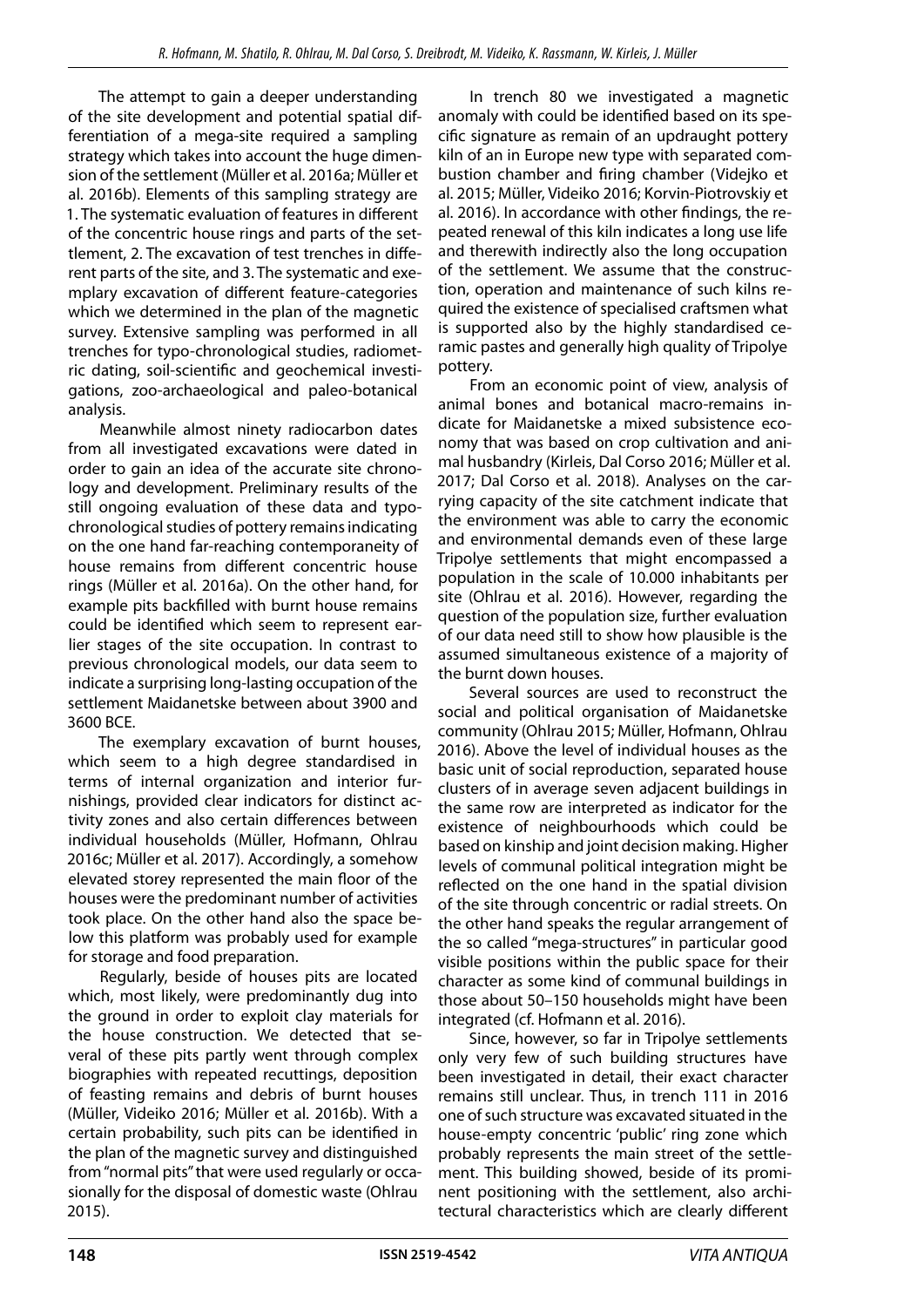The attempt to gain a deeper understanding of the site development and potential spatial differentiation of a mega-site required a sampling strategy which takes into account the huge dimension of the settlement (Müller et al. 2016a; Müller et al. 2016b). Elements of this sampling strategy are 1. The systematic evaluation of features in different of the concentric house rings and parts of the settlement, 2. The excavation of test trenches in different parts of the site, and 3. The systematic and exemplary excavation of different feature-categories which we determined in the plan of the magnetic survey. Extensive sampling was performed in all trenches for typo-chronological studies, radiometric dating, soil-scientific and geochemical investigations, zoo-archaeological and paleo-botanical analysis.

Meanwhile almost ninety radiocarbon dates from all investigated excavations were dated in order to gain an idea of the accurate site chronology and development. Preliminary results of the still ongoing evaluation of these data and typo-chronological studies of pottery remains indicating on the one hand far-reaching contemporaneity of house remains from different concentric house rings (Müller et al. 2016a). On the other hand, for example pits backfilled with burnt house remains could be identified which seem to represent earlier stages of the site occupation. In contrast to previous chronological models, our data seem to indicate a surprising long-lasting occupation of the settlement Maidanetske between about 3900 and 3600 BCE.

The exemplary excavation of burnt houses, which seem to a high degree standardised in terms of internal organization and interior furnishings, provided clear indicators for distinct activity zones and also certain differences between individual households (Müller, Hofmann, Ohlrau 2016c; Müller et al. 2017). Accordingly, a somehow elevated storey represented the main floor of the houses were the predominant number of activities took place. On the other hand also the space below this platform was probably used for example for storage and food preparation.

Regularly, beside of houses pits are located which, most likely, were predominantly dug into the ground in order to exploit clay materials for the house construction. We detected that several of these pits partly went through complex biographies with repeated recuttings, deposition of feasting remains and debris of burnt houses (Müller, Videiko 2016; Müller et al. 2016b). With a certain probability, such pits can be identified in the plan of the magnetic survey and distinguished from "normal pits" that were used regularly or occasionally for the disposal of domestic waste (Ohlrau 2015).

In trench 80 we investigated a magnetic anomaly with could be identified based on its specific signature as remain of an updraught pottery kiln of an in Europe new type with separated combustion chamber and firing chamber (Videjko et al. 2015; Müller, Videiko 2016; Korvin-Piotrovskiy et al. 2016). In accordance with other findings, the repeated renewal of this kiln indicates a long use life and therewith indirectly also the long occupation of the settlement. We assume that the construction, operation and maintenance of such kilns required the existence of specialised craftsmen what is supported also by the highly standardised ceramic pastes and generally high quality of Tripolye pottery.

From an economic point of view, analysis of animal bones and botanical macro-remains indicate for Maidanetske a mixed subsistence economy that was based on crop cultivation and animal husbandry (Kirleis, Dal Corso 2016; Müller et al. 2017; Dal Corso et al. 2018). Analyses on the carrying capacity of the site catchment indicate that the environment was able to carry the economic and environmental demands even of these large Tripolye settlements that might encompassed a population in the scale of 10.000 inhabitants per site (Ohlrau et al. 2016). However, regarding the question of the population size, further evaluation of our data need still to show how plausible is the assumed simultaneous existence of a majority of the burnt down houses.

Several sources are used to reconstruct the social and political organisation of Maidanetske community (Ohlrau 2015; Müller, Hofmann, Ohlrau 2016). Above the level of individual houses as the basic unit of social reproduction, separated house clusters of in average seven adjacent buildings in the same row are interpreted as indicator for the existence of neighbourhoods which could be based on kinship and joint decision making. Higher levels of communal political integration might be reflected on the one hand in the spatial division of the site through concentric or radial streets. On the other hand speaks the regular arrangement of the so called "mega-structures" in particular good visible positions within the public space for their character as some kind of communal buildings in those about 50–150 households might have been integrated (cf. Hofmann et al. 2016).

Since, however, so far in Tripolye settlements only very few of such building structures have been investigated in detail, their exact character remains still unclear. Thus, in trench 111 in 2016 one of such structure was excavated situated in the house-empty concentric 'public' ring zone which probably represents the main street of the settlement. This building showed, beside of its prominent positioning with the settlement, also architectural characteristics which are clearly different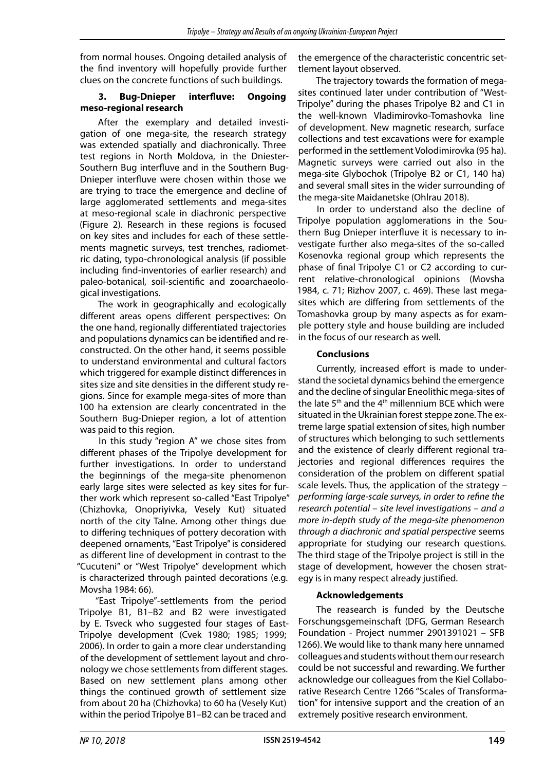from normal houses. Ongoing detailed analysis of the find inventory will hopefully provide further clues on the concrete functions of such buildings.

### 3. Bug-Dnieper interfluve: Ongoing meso-regional research

After the exemplary and detailed investigation of one mega-site, the research strategy was extended spatially and diachronically. Three test regions in North Moldova, in the Dniester-Southern Bug interfluve and in the Southern Bug-Dnieper interfluve were chosen within those we are trying to trace the emergence and decline of large agglomerated settlements and mega-sites at meso-regional scale in diachronic perspective (Figure 2). Research in these regions is focused on key sites and includes for each of these settlements magnetic surveys, test trenches, radiometric dating, typo-chronological analysis (if possible including find-inventories of earlier research) and paleo-botanical, soil-scientific and zooarchaeological investigations.

The work in geographically and ecologically different areas opens different perspectives: On the one hand, regionally differentiated trajectories and populations dynamics can be identified and reconstructed. On the other hand, it seems possible to understand environmental and cultural factors which triggered for example distinct differences in sites size and site densities in the different study regions. Since for example mega-sites of more than 100 ha extension are clearly concentrated in the Southern Bug-Dnieper region, a lot of attention was paid to this region.

In this study "region A" we chose sites from different phases of the Tripolye development for further investigations. In order to understand the beginnings of the mega-site phenomenon early large sites were selected as key sites for further work which represent so-called "East Tripolye" (Chizhovka, Onopriyivka, Vesely Kut) situated north of the city Talne. Among other things due to differing techniques of pottery decoration with deepened ornaments, "East Tripolye" is considered as different line of development in contrast to the "Cucuteni" or "West Tripolye" development which is characterized through painted decorations (e.g. Movsha 1984: 66).

"East Tripolye"-settlements from the period Tripolye B1, B1–B2 and B2 were investigated by E. Tsveck who suggested four stages of East-Tripolye development (Cvek 1980; 1985; 1999; 2006). In order to gain a more clear understanding of the development of settlement layout and chronology we chose settlements from different stages. Based on new settlement plans among other things the continued growth of settlement size from about 20 ha (Chizhovka) to 60 ha (Vesely Kut) within the period Tripolye B1–B2 can be traced and the emergence of the characteristic concentric settlement layout observed.

The trajectory towards the formation of mega-sites continued later under contribution of "West-Tripolye" during the phases Tripolye B2 and C1 in the well-known Vladimirovko-Tomashovka line of development. New magnetic research, surface collections and test excavations were for example performed in the settlement Volodimirovka (95 ha). Magnetic surveys were carried out also in the mega-site Glybochok (Tripolye B2 or C1, 140 ha) and several small sites in the wider surrounding of the mega-site Maidanetske (Ohlrau 2018).

In order to understand also the decline of Tripolye population agglomerations in the Southern Bug Dnieper interfluve it is necessary to investigate further also mega-sites of the so-called Kosenovka regional group which represents the phase of final Tripolye C1 or C2 according to current relative-chronological opinions (Movsha 1984, c. 71; Rizhov 2007, c. 469). These last mega-sites which are differing from settlements of the Tomashovka group by many aspects as for example pottery style and house building are included in the focus of our research as well.

### Conclusions

Currently, increased effort is made to understand the societal dynamics behind the emergence and the decline of singular Eneolithic mega-sites of the late 5th and the 4th millennium BCE which were situated in the Ukrainian forest steppe zone. The extreme large spatial extension of sites, high number of structures which belonging to such settlements and the existence of clearly different regional trajectories and regional differences requires the consideration of the problem on different spatial scale levels. Thus, the application of the strategy – *performing large-scale surveys, in order to refine the research potential – site level investigations – and a more in-depth study of the mega-site phenomenon through a diachronic and spatial perspective* seems appropriate for studying our research questions. The third stage of the Tripolye project is still in the stage of development, however the chosen strategy is in many respect already justified.

### Acknowledgements

The reasearch is funded by the Deutsche Forschungsgemeinschaft (DFG, German Research Foundation - Project nummer 2901391021 – SFB 1266). We would like to thank many here unnamed colleagues and students without them our research could be not successful and rewarding. We further acknowledge our colleagues from the Kiel Collaborative Research Centre 1266 "Scales of Transformation" for intensive support and the creation of an extremely positive research environment.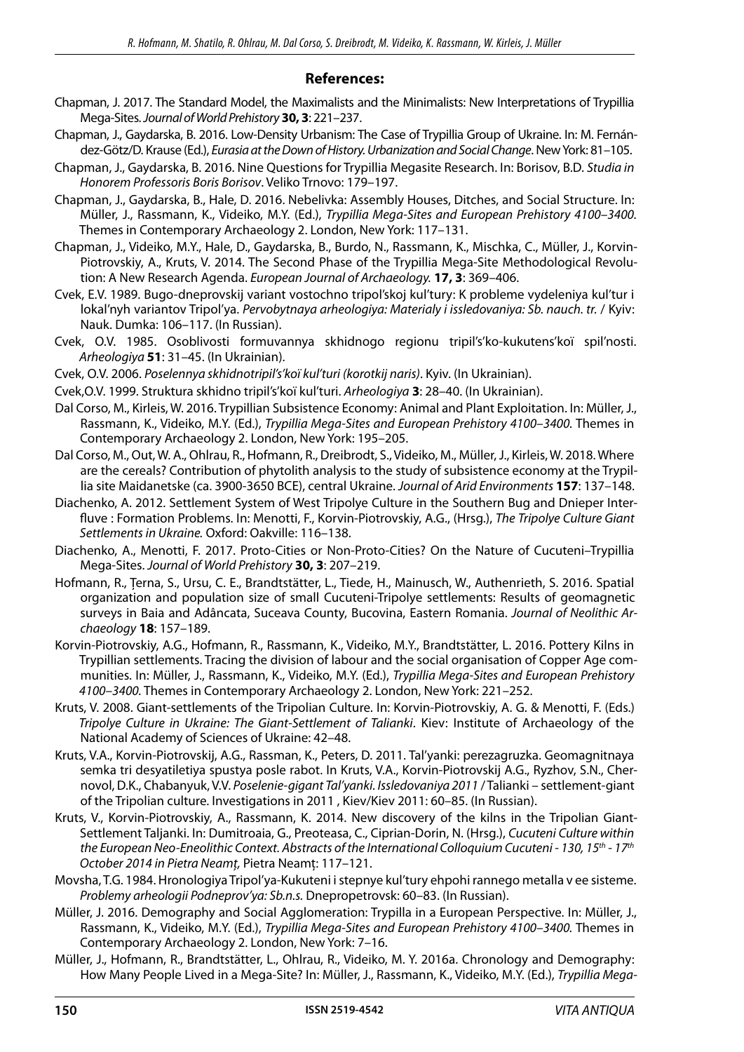## References:

Chapman, J. 2017. The Standard Model, the Maximalists and the Minimalists: New Interpretations of Trypillia Mega-Sites. *Journal of World Prehistory* **30, 3**: 221–237.

Chapman, J., Gaydarska, B. 2016. Low-Density Urbanism: The Case of Trypillia Group of Ukraine. In: M. Fernández-Götz/D. Krause (Ed.), *Eurasia at the Down of History. Urbanization and Social Change*. New York: 81–105.

Chapman, J., Gaydarska, B. 2016. Nine Questions for Trypillia Megasite Research. In: Borisov, B.D. *Studia in Honorem Professoris Boris Borisov*. Veliko Trnovo: 179–197.

Chapman, J., Gaydarska, B., Hale, D. 2016. Nebelivka: Assembly Houses, Ditches, and Social Structure. In: Müller, J., Rassmann, K., Videiko, M.Y. (Ed.), *Trypillia Mega-Sites and European Prehistory 4100–3400*. Themes in Contemporary Archaeology 2. London, New York: 117–131.

Chapman, J., Videiko, M.Y., Hale, D., Gaydarska, B., Burdo, N., Rassmann, K., Mischka, C., Müller, J., Korvin-Piotrovskiy, A., Kruts, V. 2014. The Second Phase of the Trypillia Mega-Site Methodological Revolution: A New Research Agenda. *European Journal of Archaeology.* **17, 3**: 369–406.

Cvek, E.V. 1989. Bugo-dneprovskij variant vostochno tripol'skoj kul'tury: K probleme vydeleniya kul'tur i lokal'nyh variantov Tripol'ya. *Pervobytnaya arheologiya: Materialy i issledovaniya: Sb. nauch. tr.* / Kyiv: Nauk. Dumka: 106–117. (In Russian).

Cvek, O.V. 1985. Osoblivosti formuvannya skhidnogo regionu tripil's'ko-kukutens'koï spil'nosti. *Arheologiya* **51**: 31–45. (In Ukrainian).

Cvek, O.V. 2006. *Poselennya skhidnotripil's'koï kul'turi (korotkij naris)*. Kyiv. (In Ukrainian).

Cvek,O.V. 1999. Struktura skhidno tripil's'koï kul'turi. *Arheologiya* **3**: 28–40. (In Ukrainian).

Dal Corso, M., Kirleis, W. 2016. Trypillian Subsistence Economy: Animal and Plant Exploitation. In: Müller, J., Rassmann, K., Videiko, M.Y. (Ed.), *Trypillia Mega-Sites and European Prehistory 4100–3400.* Themes in Contemporary Archaeology 2. London, New York: 195–205.

Dal Corso, M., Out, W. A., Ohlrau, R., Hofmann, R., Dreibrodt, S., Videiko, M., Müller, J., Kirleis, W. 2018. Where are the cereals? Contribution of phytolith analysis to the study of subsistence economy at the Trypillia site Maidanetske (ca. 3900-3650 BCE), central Ukraine. *Journal of Arid Environments* **157**: 137–148.

Diachenko, A. 2012. Settlement System of West Tripolye Culture in the Southern Bug and Dnieper Interfluve : Formation Problems. In: Menotti, F., Korvin-Piotrovskiy, A.G., (Hrsg.), *The Tripolye Culture Giant Settlements in Ukraine.* Oxford: Oakville: 116–138.

Diachenko, A., Menotti, F. 2017. Proto-Cities or Non-Proto-Cities? On the Nature of Cucuteni–Trypillia Mega-Sites. *Journal of World Prehistory* **30, 3**: 207–219.

Hofmann, R., Ţerna, S., Ursu, C. E., Brandtstätter, L., Tiede, H., Mainusch, W., Authenrieth, S. 2016. Spatial organization and population size of small Cucuteni-Tripolye settlements: Results of geomagnetic surveys in Baia and Adâncata, Suceava County, Bucovina, Eastern Romania. *Journal of Neolithic Archaeology* **18**: 157–189.

Korvin-Piotrovskiy, A.G., Hofmann, R., Rassmann, K., Videiko, M.Y., Brandtstätter, L. 2016. Pottery Kilns in Trypillian settlements. Tracing the division of labour and the social organisation of Copper Age communities. In: Müller, J., Rassmann, K., Videiko, M.Y. (Ed.), *Trypillia Mega-Sites and European Prehistory 4100–3400.* Themes in Contemporary Archaeology 2. London, New York: 221–252.

Kruts, V. 2008. Giant-settlements of the Tripolian Culture. In: Korvin-Piotrovskiy, A. G. & Menotti, F. (Eds.) *Tripolye Culture in Ukraine: The Giant-Settlement of Talianki*. Kiev: Institute of Archaeology of the National Academy of Sciences of Ukraine: 42–48.

Kruts, V.A., Korvin-Piotrovskij, A.G., Rassman, K., Peters, D. 2011. Tal'yanki: perezagruzka. Geomagnitnaya semka tri desyatiletiya spustya posle rabot. In Kruts, V.A., Korvin-Piotrovskij A.G., Ryzhov, S.N., Chernovol, D.K., Chabanyuk, V.V. *Poselenie-gigant Tal'yanki. Issledovaniya 2011* / Talianki – settlement-giant of the Tripolian culture. Investigations in 2011 , Kiev/Kiev 2011: 60–85. (In Russian).

Kruts, V., Korvin-Piotrovskiy, A., Rassmann, K. 2014. New discovery of the kilns in the Tripolian Giant-Settlement Taljanki. In: Dumitroaia, G., Preoteasa, C., Ciprian-Dorin, N. (Hrsg.), *Cucuteni Culture within the European Neo-Eneolithic Context. Abstracts of the International Colloquium Cucuteni - 130, 15th - 17th October 2014 in Pietra Neamţ,* Pietra Neamţ: 117–121.

Movsha, T.G. 1984. Hronologiya Tripol'ya-Kukuteni i stepnye kul'tury ehpohi rannego metalla v ee sisteme. *Problemy arheologii Podneprov'ya: Sb.n.s.* Dnepropetrovsk: 60–83. (In Russian).

Müller, J. 2016. Demography and Social Agglomeration: Trypilla in a European Perspective. In: Müller, J., Rassmann, K., Videiko, M.Y. (Ed.), *Trypillia Mega-Sites and European Prehistory 4100–3400.* Themes in Contemporary Archaeology 2. London, New York: 7–16.

Müller, J., Hofmann, R., Brandtstätter, L., Ohlrau, R., Videiko, M. Y. 2016a. Chronology and Demography: How Many People Lived in a Mega-Site? In: Müller, J., Rassmann, K., Videiko, M.Y. (Ed.), *Trypillia Mega-*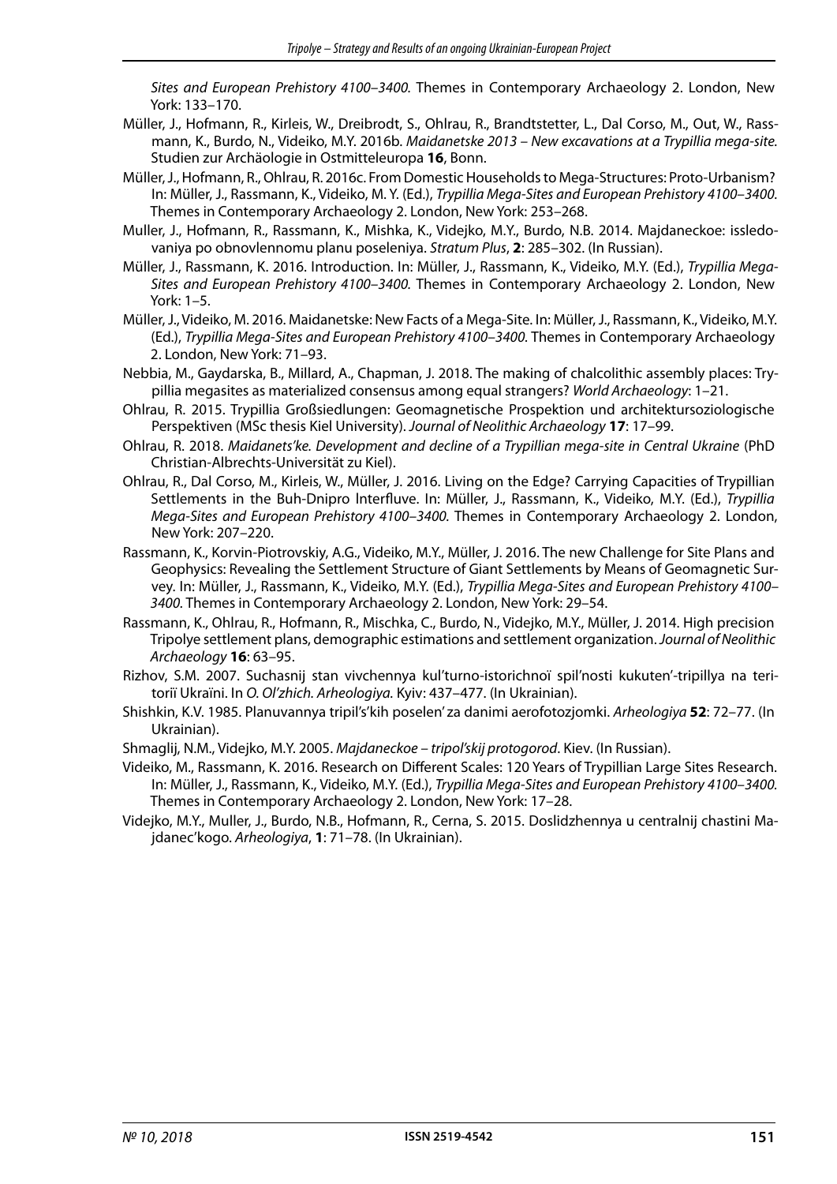*Sites and European Prehistory 4100–3400.* Themes in Contemporary Archaeology 2. London, New York: 133–170.

Müller, J., Hofmann, R., Kirleis, W., Dreibrodt, S., Ohlrau, R., Brandtstetter, L., Dal Corso, M., Out, W., Rassmann, K., Burdo, N., Videiko, M.Y. 2016b. *Maidanetske 2013 – New excavations at a Trypillia mega-site.* Studien zur Archäologie in Ostmitteleuropa **16**, Bonn.

Müller, J., Hofmann, R., Ohlrau, R. 2016c. From Domestic Households to Mega-Structures: Proto-Urbanism? In: Müller, J., Rassmann, K., Videiko, M. Y. (Ed.), *Trypillia Mega-Sites and European Prehistory 4100–3400.* Themes in Contemporary Archaeology 2. London, New York: 253–268.

Muller, J., Hofmann, R., Rassmann, K., Mishka, K., Videjko, M.Y., Burdo, N.B. 2014. Majdaneckoe: issledovaniya po obnovlennomu planu poseleniya. *Stratum Plus*, **2**: 285–302. (In Russian).

Müller, J., Rassmann, K. 2016. Introduction. In: Müller, J., Rassmann, K., Videiko, M.Y. (Ed.), *Trypillia Mega-Sites and European Prehistory 4100–3400.* Themes in Contemporary Archaeology 2. London, New York: 1–5.

Müller, J., Videiko, M. 2016. Maidanetske: New Facts of a Mega-Site. In: Müller, J., Rassmann, K., Videiko, M.Y. (Ed.), *Trypillia Mega-Sites and European Prehistory 4100–3400.* Themes in Contemporary Archaeology 2. London, New York: 71–93.

Nebbia, M., Gaydarska, B., Millard, A., Chapman, J. 2018. The making of chalcolithic assembly places: Trypillia megasites as materialized consensus among equal strangers? *World Archaeology*: 1–21.

Ohlrau, R. 2015. Trypillia Großsiedlungen: Geomagnetische Prospektion und architektursoziologische Perspektiven (MSc thesis Kiel University). *Journal of Neolithic Archaeology* **17**: 17–99.

Ohlrau, R. 2018. *Maidanets'ke. Development and decline of a Trypillian mega-site in Central Ukraine* (PhD Christian-Albrechts-Universität zu Kiel).

Ohlrau, R., Dal Corso, M., Kirleis, W., Müller, J. 2016. Living on the Edge? Carrying Capacities of Trypillian Settlements in the Buh-Dnipro Interfluve. In: Müller, J., Rassmann, K., Videiko, M.Y. (Ed.), *Trypillia Mega-Sites and European Prehistory 4100–3400.* Themes in Contemporary Archaeology 2. London, New York: 207–220.

Rassmann, K., Korvin-Piotrovskiy, A.G., Videiko, M.Y., Müller, J. 2016. The new Challenge for Site Plans and Geophysics: Revealing the Settlement Structure of Giant Settlements by Means of Geomagnetic Survey. In: Müller, J., Rassmann, K., Videiko, M.Y. (Ed.), *Trypillia Mega-Sites and European Prehistory 4100–3400.* Themes in Contemporary Archaeology 2. London, New York: 29–54.

Rassmann, K., Ohlrau, R., Hofmann, R., Mischka, C., Burdo, N., Videjko, M.Y., Müller, J. 2014. High precision Tripolye settlement plans, demographic estimations and settlement organization. *Journal of Neolithic Archaeology* **16**: 63–95.

Rizhov, S.M. 2007. Suchasnij stan vivchennya kul'turno-istorichnoï spil'nosti kukuten'-tripillya na teritoriï Ukraïni. In *O. Ol'zhich. Arheologiya.* Kyiv: 437–477. (In Ukrainian).

Shishkin, K.V. 1985. Planuvannya tripil's'kih poselen' za danimi aerofotozjomki. *Arheologiya* **52**: 72–77. (In Ukrainian).

Shmaglij, N.M., Videjko, M.Y. 2005. *Majdaneckoe – tripol'skij protogorod*. Kiev. (In Russian).

Videiko, M., Rassmann, K. 2016. Research on Different Scales: 120 Years of Trypillian Large Sites Research. In: Müller, J., Rassmann, K., Videiko, M.Y. (Ed.), *Trypillia Mega-Sites and European Prehistory 4100–3400.* Themes in Contemporary Archaeology 2. London, New York: 17–28.

Videjko, M.Y., Muller, J., Burdo, N.B., Hofmann, R., Cerna, S. 2015. Doslidzhennya u centralnij chastini Majdanec'kogo. *Arheologiya*, **1**: 71–78. (In Ukrainian).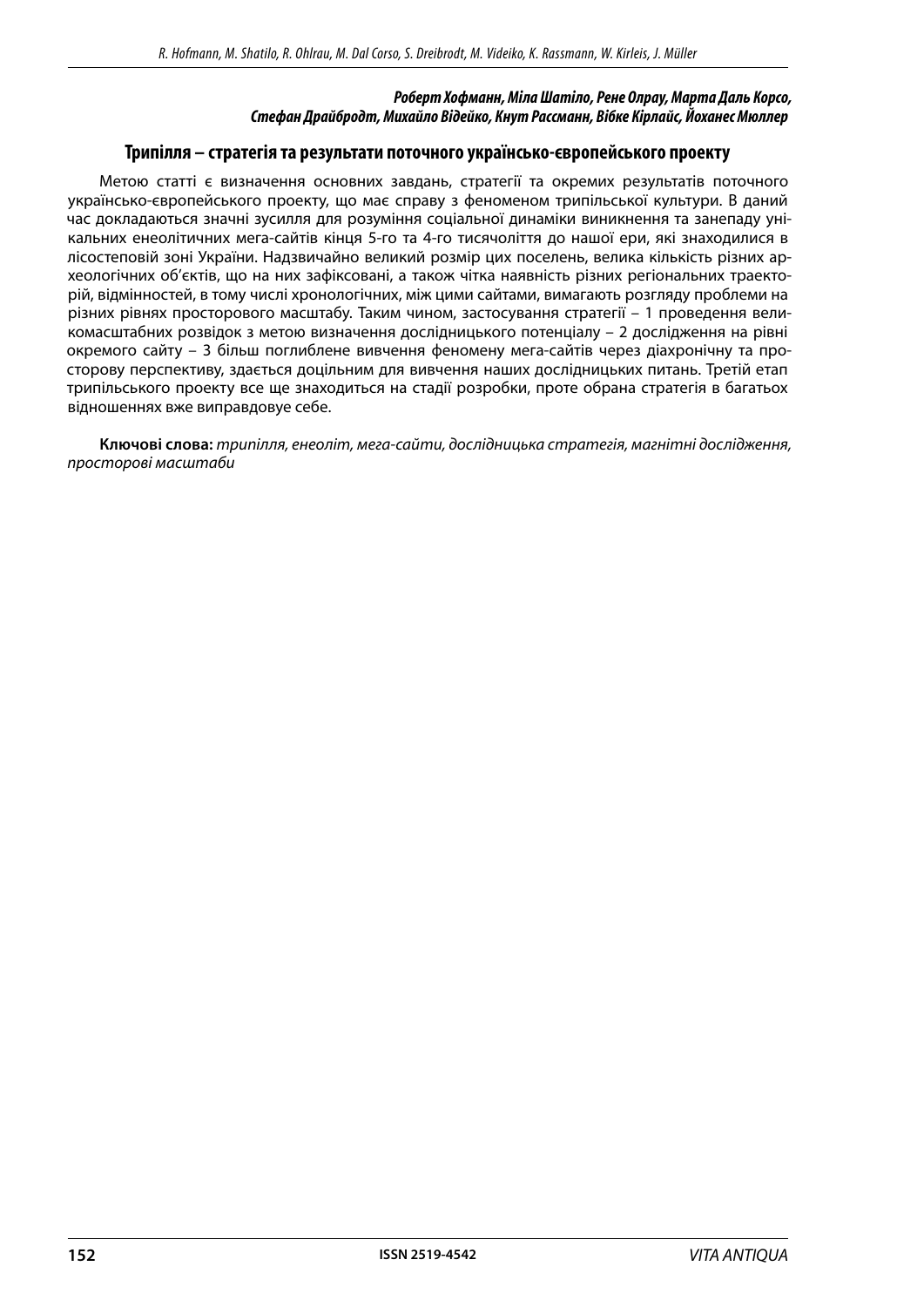***Роберт Хофманн, Міла Шатіло, Рене Олрау, Марта Даль Корсо, Стефан Драйбродт, Михайло Відейко, Кнут Рассманн, Вібке Кірлайс, Йоханес Мюллер***

## Трипілля – стратегія та результати поточного українсько-європейського проекту

Метою статті є визначення основних завдань, стратегії та окремих результатів поточного українсько-європейського проекту, що має справу з феноменом трипільської культури. В даний час докладаються значні зусилля для розуміння соціальної динаміки виникнення та занепаду унікальних енеолітичних мега-сайтів кінця 5-го та 4-го тисячоліття до нашої ери, які знаходилися в лісостеповій зоні України. Надзвичайно великий розмір цих поселень, велика кількість різних археологічних об'єктів, що на них зафіксовані, а також чітка наявність різних регіональних траєкторій, відмінностей, в тому числі хронологічних, між цими сайтами, вимагають розгляду проблеми на різних рівнях просторового масштабу. Таким чином, застосування стратегії – 1 проведення великомасштабних розвідок з метою визначення дослідницького потенціалу – 2 дослідження на рівні окремого сайту – 3 більш поглиблене вивчення феномену мега-сайтів через діахронічну та просторову перспективу, здається доцільним для вивчення наших дослідницьких питань. Третій етап трипільського проекту все ще знаходиться на стадії розробки, проте обрана стратегія в багатьох відношеннях вже виправдовує себе.

**Ключові слова:** *трипілля, енеоліт, мега-сайти, дослідницька стратегія, магнітні дослідження, просторові масштаби*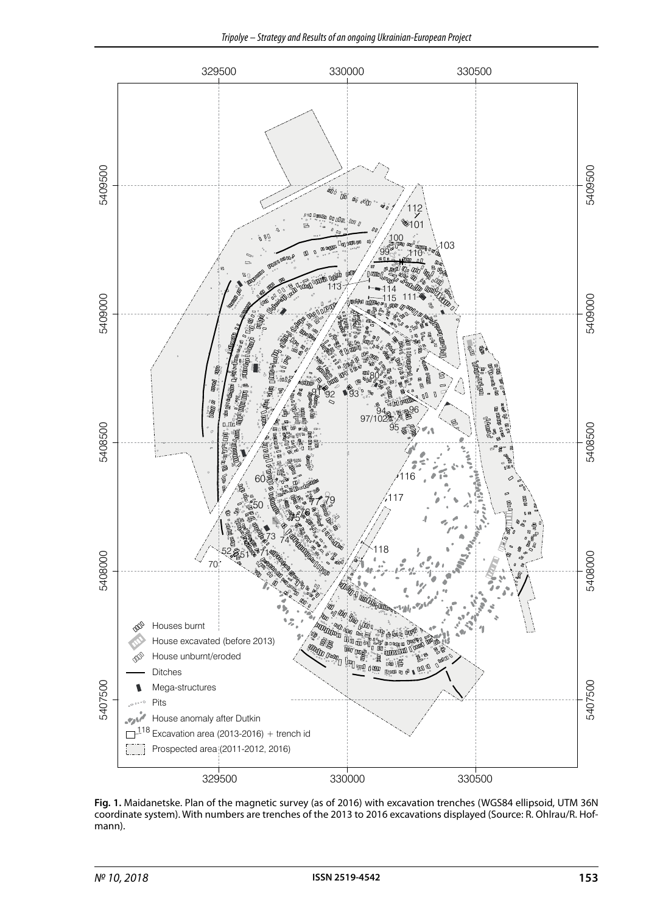**Fig. 1.** Maidanetske. Plan of the magnetic survey (as of 2016) with excavation trenches (WGS84 ellipsoid, UTM 36N coordinate system). With numbers are trenches of the 2013 to 2016 excavations displayed (Source: R. Ohlrau/R. Hofmann).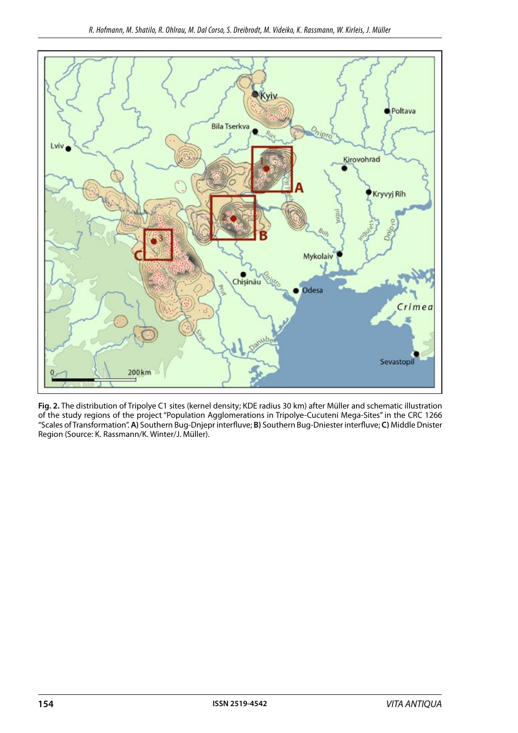Kyiv
Poltava
Bila Tserkva
Ros
Dnipro
Lviv
Kirovohrad
A
Kryvyj Rih
B
Buh
Inhul
Inhulets
Dnipro
C
Mykolaiv
Chişinău
Dnistro
Odesa
Prut
Crimea
Siret
Danube
Sevastopil
0
200km

**Fig. 2.** The distribution of Tripolye C1 sites (kernel density; KDE radius 30 km) after Müller and schematic illustration of the study regions of the project "Population Agglomerations in Tripolye-Cucuteni Mega-Sites" in the CRC 1266 "Scales of Transformation". **A)** Southern Bug-Dnjepr interfluve; **B)** Southern Bug-Dniester interfluve; **C)** Middle Dnister Region (Source: K. Rassmann/K. Winter/J. Müller).